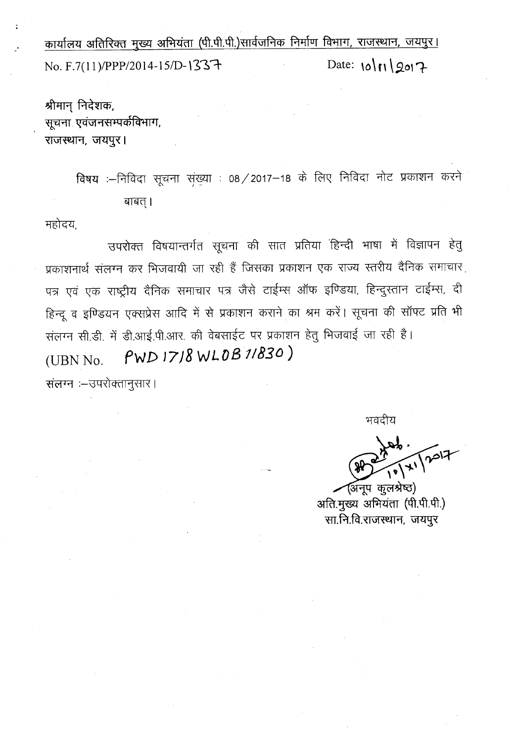कार्यालय अतिरिक्त मुख्य अभियंता (पी.पी.पी.)सार्वजनिक निर्माण विभाग, राजस्थान, जयपुर।

No. F.7(11)/PPP/2014-15/D-1337 Date: 10|11|2017

श्रीमान् निदेशक,
सूचना एवंजनसम्पर्कविभाग,
राजस्थान, जयपुर।

विषय :-निविदा सूचना संख्या : 08/2017-18 के लिए निविदा नोट प्रकाशन करने बाबत्।

महोदय,

उपरोक्त विषयान्तर्गत सूचना की सात प्रतिया हिन्दी भाषा में विज्ञापन हेतु प्रकाशनार्थ संलग्न कर भिजवायी जा रही हैं जिसका प्रकाशन एक राज्य स्तरीय दैनिक समाचार पत्र एवं एक राष्ट्रीय दैनिक समाचार पत्र जैसे टाईम्स ऑफ इण्डिया, हिन्दुस्तान टाईम्स, दी हिन्दू व इण्डियन एक्सप्रेस आदि में से प्रकाशन कराने का श्रम करें। सूचना की सॉफ्ट प्रति भी संलग्न सी.डी. में डी.आई.पी.आर. की वेबसाईट पर प्रकाशन हेतु भिजवाई जा रही है।

(UBN No. PWD1718WLOB11830)

संलग्न :-उपरोक्तानुसार।

भवदीय

10/XI/2017

(अनूप कुलश्रेष्ठ)
अति.मुख्य अभियंता (पी.पी.पी.)
सा.नि.वि.राजस्थान, जयपुर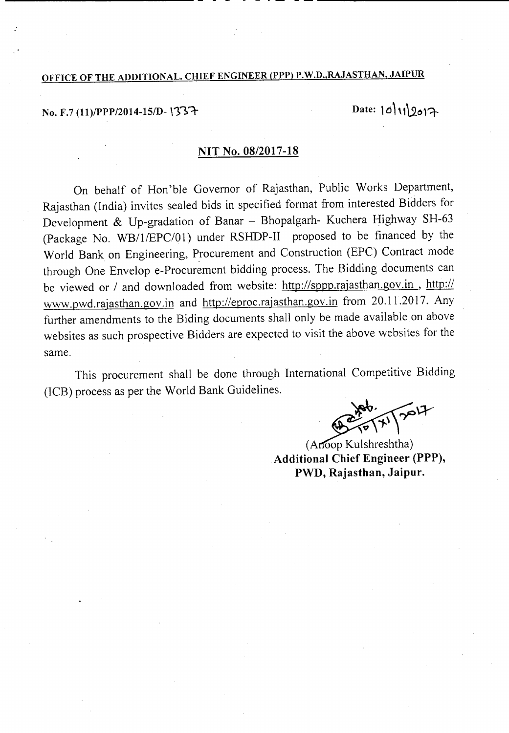**OFFICE OF THE ADDITIONAL. CHIEF ENGINEER (PPP) P.W.D.,RAJASTHAN, JAIPUR**

No. F.7 (11)/PPP/2014-15/D- 1337 Date: 10|11|2017

## NIT No. 08/2017-18

On behalf of Hon'ble Governor of Rajasthan, Public Works Department, Rajasthan (India) invites sealed bids in specified format from interested Bidders for Development & Up-gradation of Banar – Bhopalgarh- Kuchera Highway SH-63 (Package No. WB/1/EPC/01) under RSHDP-II proposed to be financed by the World Bank on Engineering, Procurement and Construction (EPC) Contract mode through One Envelop e-Procurement bidding process. The Bidding documents can be viewed or / and downloaded from website: http://sppp.rajasthan.gov.in , http://www.pwd.rajasthan.gov.in and http://eproc.rajasthan.gov.in from 20.11.2017. Any further amendments to the Biding documents shall only be made available on above websites as such prospective Bidders are expected to visit the above websites for the same.

This procurement shall be done through International Competitive Bidding (ICB) process as per the World Bank Guidelines.

10|XI|2017

(Anoop Kulshreshtha)
**Additional Chief Engineer (PPP),**
**PWD, Rajasthan, Jaipur.**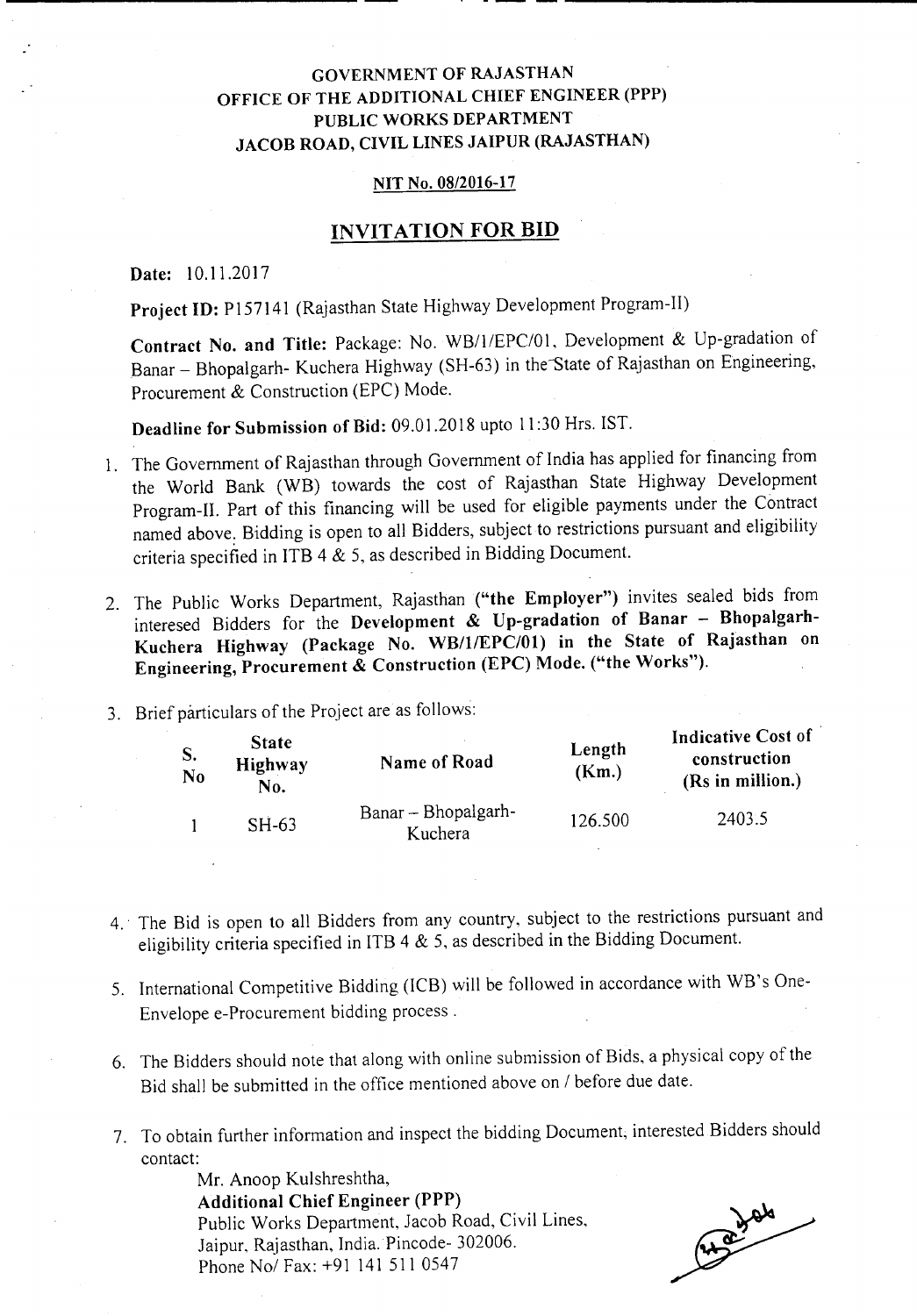**GOVERNMENT OF RAJASTHAN**
**OFFICE OF THE ADDITIONAL CHIEF ENGINEER (PPP)**
**PUBLIC WORKS DEPARTMENT**
**JACOB ROAD, CIVIL LINES JAIPUR (RAJASTHAN)**

**NIT No. 08/2016-17**

## INVITATION FOR BID

**Date:** 10.11.2017

**Project ID:** P157141 (Rajasthan State Highway Development Program-II)

**Contract No. and Title:** Package: No. WB/1/EPC/01, Development & Up-gradation of Banar – Bhopalgarh- Kuchera Highway (SH-63) in the State of Rajasthan on Engineering, Procurement & Construction (EPC) Mode.

**Deadline for Submission of Bid:** 09.01.2018 upto 11:30 Hrs. IST.

1. The Government of Rajasthan through Government of India has applied for financing from the World Bank (WB) towards the cost of Rajasthan State Highway Development Program-II. Part of this financing will be used for eligible payments under the Contract named above. Bidding is open to all Bidders, subject to restrictions pursuant and eligibility criteria specified in ITB 4 & 5, as described in Bidding Document.

2. The Public Works Department, Rajasthan (**"the Employer"**) invites sealed bids from interesed Bidders for the **Development & Up-gradation of Banar – Bhopalgarh- Kuchera Highway (Package No. WB/1/EPC/01) in the State of Rajasthan on Engineering, Procurement & Construction (EPC) Mode. ("the Works")**.

3. Brief particulars of the Project are as follows:

| S. No | State Highway No. | Name of Road | Length (Km.) | Indicative Cost of construction (Rs in million.) |
|---|---|---|---|---|
| 1 | SH-63 | Banar – Bhopalgarh- Kuchera | 126.500 | 2403.5 |

4. The Bid is open to all Bidders from any country, subject to the restrictions pursuant and eligibility criteria specified in ITB 4 & 5, as described in the Bidding Document.

5. International Competitive Bidding (ICB) will be followed in accordance with WB's One-Envelope e-Procurement bidding process .

6. The Bidders should note that along with online submission of Bids, a physical copy of the Bid shall be submitted in the office mentioned above on / before due date.

7. To obtain further information and inspect the bidding Document, interested Bidders should contact:

   Mr. Anoop Kulshreshtha,
   **Additional Chief Engineer (PPP)**
   Public Works Department, Jacob Road, Civil Lines,
   Jaipur, Rajasthan, India. Pincode- 302006.
   Phone No/ Fax: +91 141 511 0547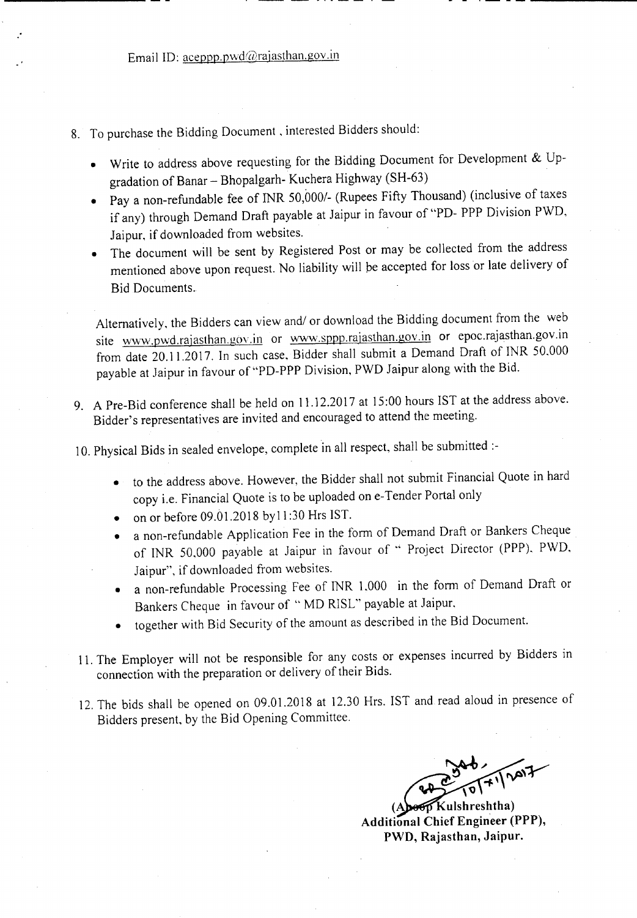Email ID: aceppp.pwd@rajasthan.gov.in

8. To purchase the Bidding Document , interested Bidders should:

   - Write to address above requesting for the Bidding Document for Development & Up-gradation of Banar – Bhopalgarh- Kuchera Highway (SH-63)
   - Pay a non-refundable fee of INR 50,000/- (Rupees Fifty Thousand) (inclusive of taxes if any) through Demand Draft payable at Jaipur in favour of "PD- PPP Division PWD, Jaipur, if downloaded from websites.
   - The document will be sent by Registered Post or may be collected from the address mentioned above upon request. No liability will be accepted for loss or late delivery of Bid Documents.

   Alternatively, the Bidders can view and/ or download the Bidding document from the web site www.pwd.rajasthan.gov.in or www.sppp.rajasthan.gov.in or epoc.rajasthan.gov.in from date 20.11.2017. In such case, Bidder shall submit a Demand Draft of INR 50,000 payable at Jaipur in favour of "PD-PPP Division, PWD Jaipur along with the Bid.

9. A Pre-Bid conference shall be held on 11.12.2017 at 15:00 hours IST at the address above. Bidder's representatives are invited and encouraged to attend the meeting.

10. Physical Bids in sealed envelope, complete in all respect, shall be submitted :-

    - to the address above. However, the Bidder shall not submit Financial Quote in hard copy i.e. Financial Quote is to be uploaded on e-Tender Portal only
    - on or before 09.01.2018 by11:30 Hrs IST.
    - a non-refundable Application Fee in the form of Demand Draft or Bankers Cheque of INR 50,000 payable at Jaipur in favour of " Project Director (PPP), PWD, Jaipur", if downloaded from websites.
    - a non-refundable Processing Fee of INR 1,000 in the form of Demand Draft or Bankers Cheque in favour of " MD RISL" payable at Jaipur,
    - together with Bid Security of the amount as described in the Bid Document.

11. The Employer will not be responsible for any costs or expenses incurred by Bidders in connection with the preparation or delivery of their Bids.

12. The bids shall be opened on 09.01.2018 at 12.30 Hrs. IST and read aloud in presence of Bidders present, by the Bid Opening Committee.

10/11/2017

**(Anoop Kulshreshtha)**
**Additional Chief Engineer (PPP),**
**PWD, Rajasthan, Jaipur.**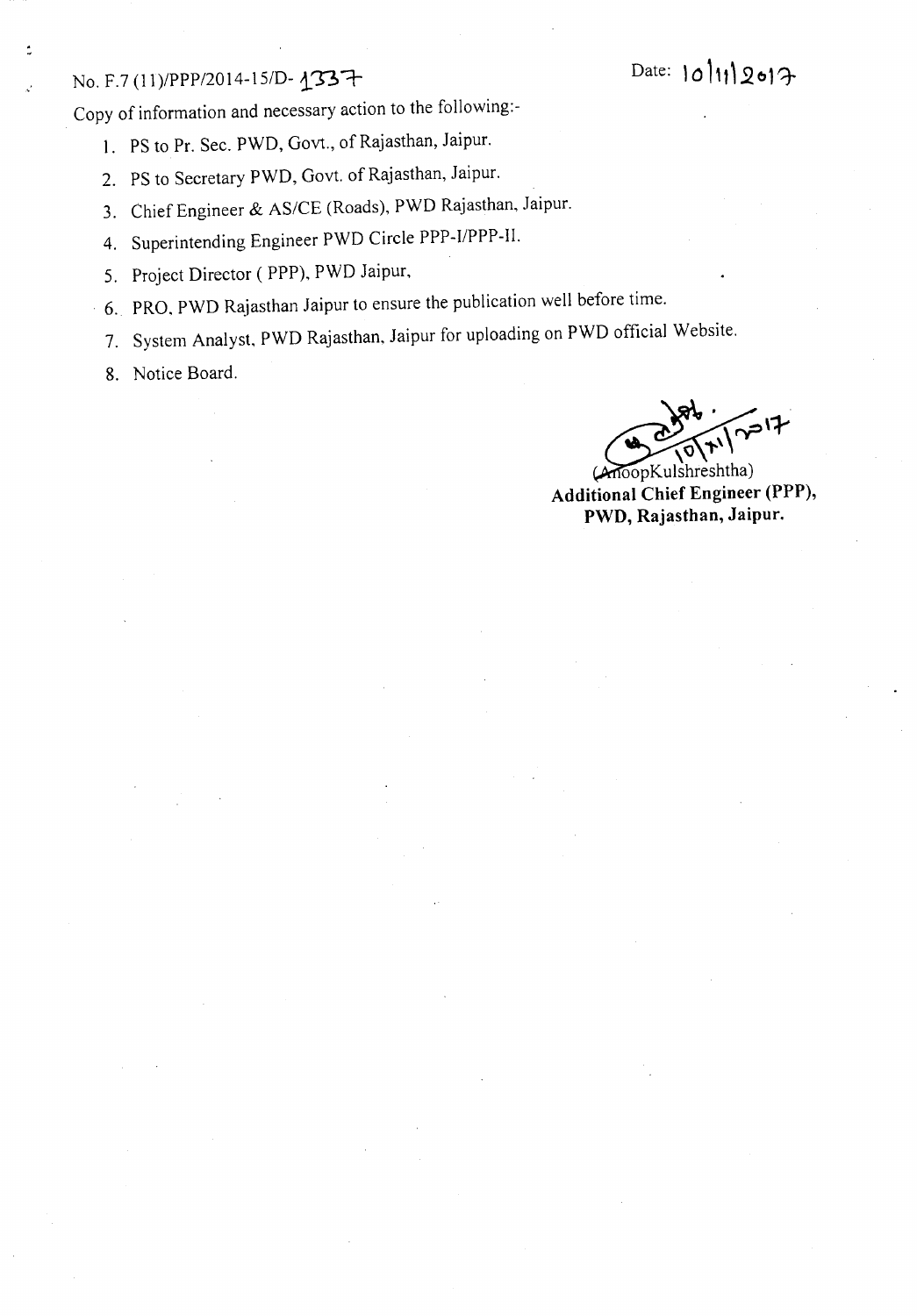No. F.7 (11)/PPP/2014-15/D- 1337

Date: 10|11|2017

Copy of information and necessary action to the following:-

1. PS to Pr. Sec. PWD, Govt., of Rajasthan, Jaipur.
2. PS to Secretary PWD, Govt. of Rajasthan, Jaipur.
3. Chief Engineer & AS/CE (Roads), PWD Rajasthan, Jaipur.
4. Superintending Engineer PWD Circle PPP-I/PPP-II.
5. Project Director ( PPP), PWD Jaipur,
6. PRO, PWD Rajasthan Jaipur to ensure the publication well before time.
7. System Analyst, PWD Rajasthan, Jaipur for uploading on PWD official Website.
8. Notice Board.

10|11|2017

(AnoopKulshreshtha)

**Additional Chief Engineer (PPP),**
**PWD, Rajasthan, Jaipur.**